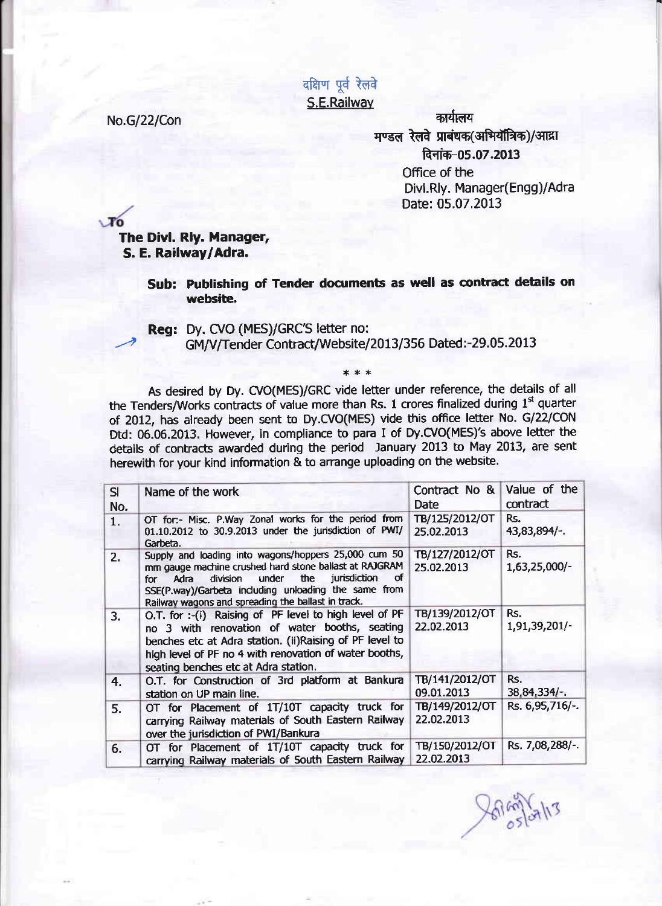दक्षिण पूर्व रेलवे
S.E.Railway

No.G/22/Con

कार्यालय
मण्डल रेलवे प्रबंधक(अभियांत्रिक)/आद्रा
दिनांक–05.07.2013

Office of the
Divl.Rly. Manager(Engg)/Adra
Date: 05.07.2013

To

**The Divl. Rly. Manager,**
**S. E. Railway/Adra.**

**Sub: Publishing of Tender documents as well as contract details on website.**

**Reg:** Dy. CVO (MES)/GRC'S letter no:
GM/V/Tender Contract/Website/2013/356 Dated:-29.05.2013

\* \* \*

As desired by Dy. CVO(MES)/GRC vide letter under reference, the details of all the Tenders/Works contracts of value more than Rs. 1 crores finalized during 1st quarter of 2012, has already been sent to Dy.CVO(MES) vide this office letter No. G/22/CON Dtd: 06.06.2013. However, in compliance to para I of Dy.CVO(MES)'s above letter the details of contracts awarded during the period January 2013 to May 2013, are sent herewith for your kind information & to arrange uploading on the website.

| Sl No. | Name of the work | Contract No & Date | Value of the contract |
|---|---|---|---|
| 1. | OT for:- Misc. P.Way Zonal works for the period from 01.10.2012 to 30.9.2013 under the jurisdiction of PWI/ Garbeta. | TB/125/2012/OT 25.02.2013 | Rs. 43,83,894/-. |
| 2. | Supply and loading into wagons/hoppers 25,000 cum 50 mm gauge machine crushed hard stone ballast at RAJGRAM for Adra division under the jurisdiction of SSE(P.way)/Garbeta including unloading the same from Railway wagons and spreading the ballast in track. | TB/127/2012/OT 25.02.2013 | Rs. 1,63,25,000/- |
| 3. | O.T. for :-(i) Raising of PF level to high level of PF no 3 with renovation of water booths, seating benches etc at Adra station. (ii)Raising of PF level to high level of PF no 4 with renovation of water booths, seating benches etc at Adra station. | TB/139/2012/OT 22.02.2013 | Rs. 1,91,39,201/- |
| 4. | O.T. for Construction of 3rd platform at Bankura station on UP main line. | TB/141/2012/OT 09.01.2013 | Rs. 38,84,334/-. |
| 5. | OT for Placement of 1T/10T capacity truck for carrying Railway materials of South Eastern Railway over the jurisdiction of PWI/Bankura | TB/149/2012/OT 22.02.2013 | Rs. 6,95,716/-. |
| 6. | OT for Placement of 1T/10T capacity truck for carrying Railway materials of South Eastern Railway | TB/150/2012/OT 22.02.2013 | Rs. 7,08,288/-. |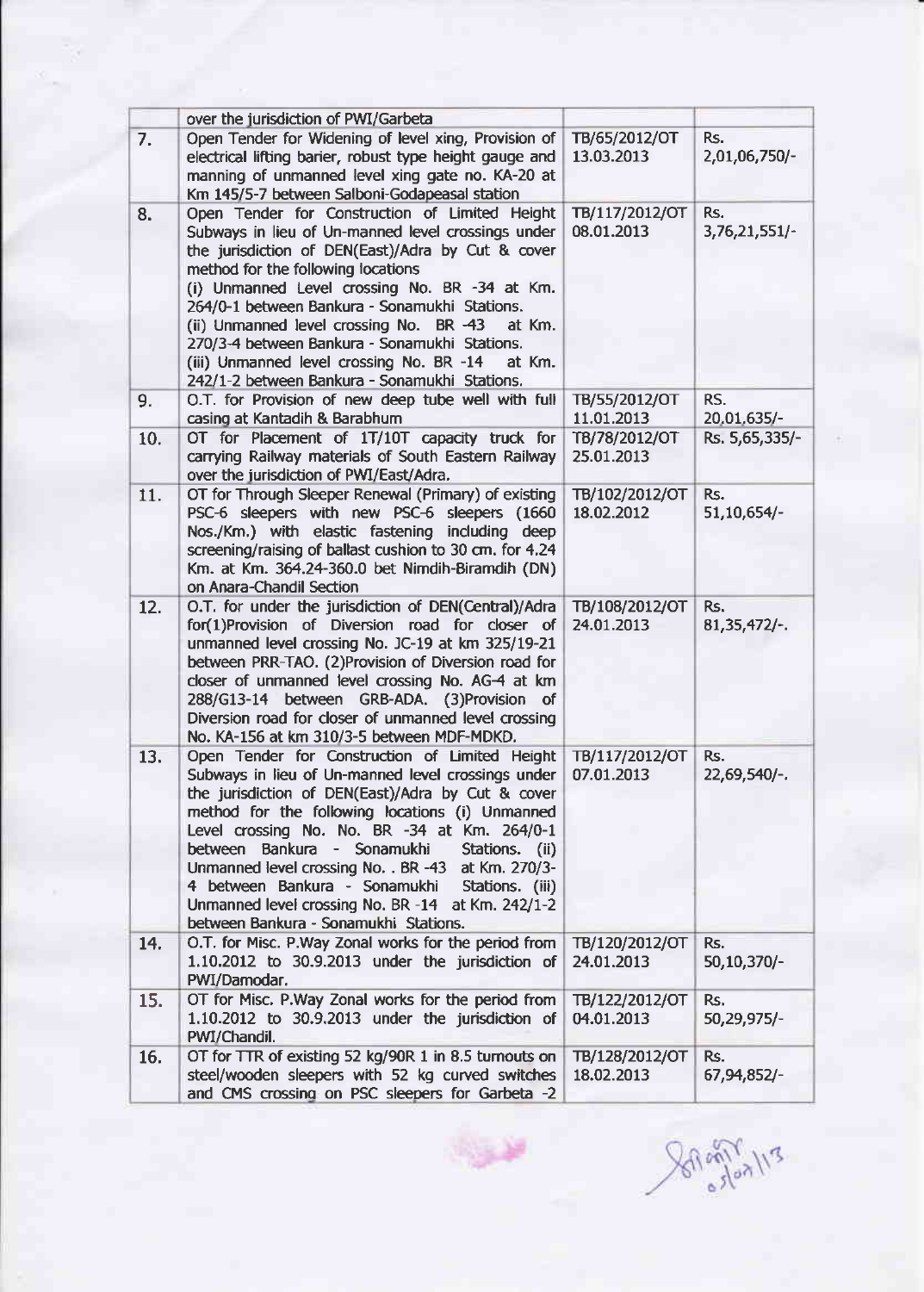|  | over the jurisdiction of PWI/Garbeta |  |  |
|---|---|---|---|
| 7. | Open Tender for Widening of level xing, Provision of electrical lifting barier, robust type height gauge and manning of unmanned level xing gate no. KA-20 at Km 145/5-7 between Salboni-Godapeasal station | TB/65/2012/OT 13.03.2013 | Rs. 2,01,06,750/- |
| 8. | Open Tender for Construction of Limited Height Subways in lieu of Un-manned level crossings under the jurisdiction of DEN(East)/Adra by Cut & cover method for the following locations<br>(i) Unmanned Level crossing No. BR -34 at Km. 264/0-1 between Bankura - Sonamukhi Stations.<br>(ii) Unmanned level crossing No. BR -43 at Km. 270/3-4 between Bankura - Sonamukhi Stations.<br>(iii) Unmanned level crossing No. BR -14 at Km. 242/1-2 between Bankura - Sonamukhi Stations. | TB/117/2012/OT 08.01.2013 | Rs. 3,76,21,551/- |
| 9. | O.T. for Provision of new deep tube well with full casing at Kantadih & Barabhum | TB/55/2012/OT 11.01.2013 | RS. 20,01,635/- |
| 10. | OT for Placement of 1T/10T capacity truck for carrying Railway materials of South Eastern Railway over the jurisdiction of PWI/East/Adra. | TB/78/2012/OT 25.01.2013 | Rs. 5,65,335/- |
| 11. | OT for Through Sleeper Renewal (Primary) of existing PSC-6 sleepers with new PSC-6 sleepers (1660 Nos./Km.) with elastic fastening including deep screening/raising of ballast cushion to 30 cm. for 4.24 Km. at Km. 364.24-360.0 bet Nimdih-Biramdih (DN) on Anara-Chandil Section | TB/102/2012/OT 18.02.2012 | Rs. 51,10,654/- |
| 12. | O.T. for under the jurisdiction of DEN(Central)/Adra for(1)Provision of Diversion road for closer of unmanned level crossing No. JC-19 at km 325/19-21 between PRR-TAO. (2)Provision of Diversion road for closer of unmanned level crossing No. AG-4 at km 288/G13-14 between GRB-ADA. (3)Provision of Diversion road for closer of unmanned level crossing No. KA-156 at km 310/3-5 between MDF-MDKD. | TB/108/2012/OT 24.01.2013 | Rs. 81,35,472/-. |
| 13. | Open Tender for Construction of Limited Height Subways in lieu of Un-manned level crossings under the jurisdiction of DEN(East)/Adra by Cut & cover method for the following locations (i) Unmanned Level crossing No. No. BR -34 at Km. 264/0-1 between Bankura - Sonamukhi Stations. (ii) Unmanned level crossing No. . BR -43 at Km. 270/3-4 between Bankura - Sonamukhi Stations. (iii) Unmanned level crossing No. BR -14 at Km. 242/1-2 between Bankura - Sonamukhi Stations. | TB/117/2012/OT 07.01.2013 | Rs. 22,69,540/-. |
| 14. | O.T. for Misc. P.Way Zonal works for the period from 1.10.2012 to 30.9.2013 under the jurisdiction of PWI/Damodar. | TB/120/2012/OT 24.01.2013 | Rs. 50,10,370/- |
| 15. | OT for Misc. P.Way Zonal works for the period from 1.10.2012 to 30.9.2013 under the jurisdiction of PWI/Chandil. | TB/122/2012/OT 04.01.2013 | Rs. 50,29,975/- |
| 16. | OT for TTR of existing 52 kg/90R 1 in 8.5 turnouts on steel/wooden sleepers with 52 kg curved switches and CMS crossing on PSC sleepers for Garbeta -2 | TB/128/2012/OT 18.02.2013 | Rs. 67,94,852/- |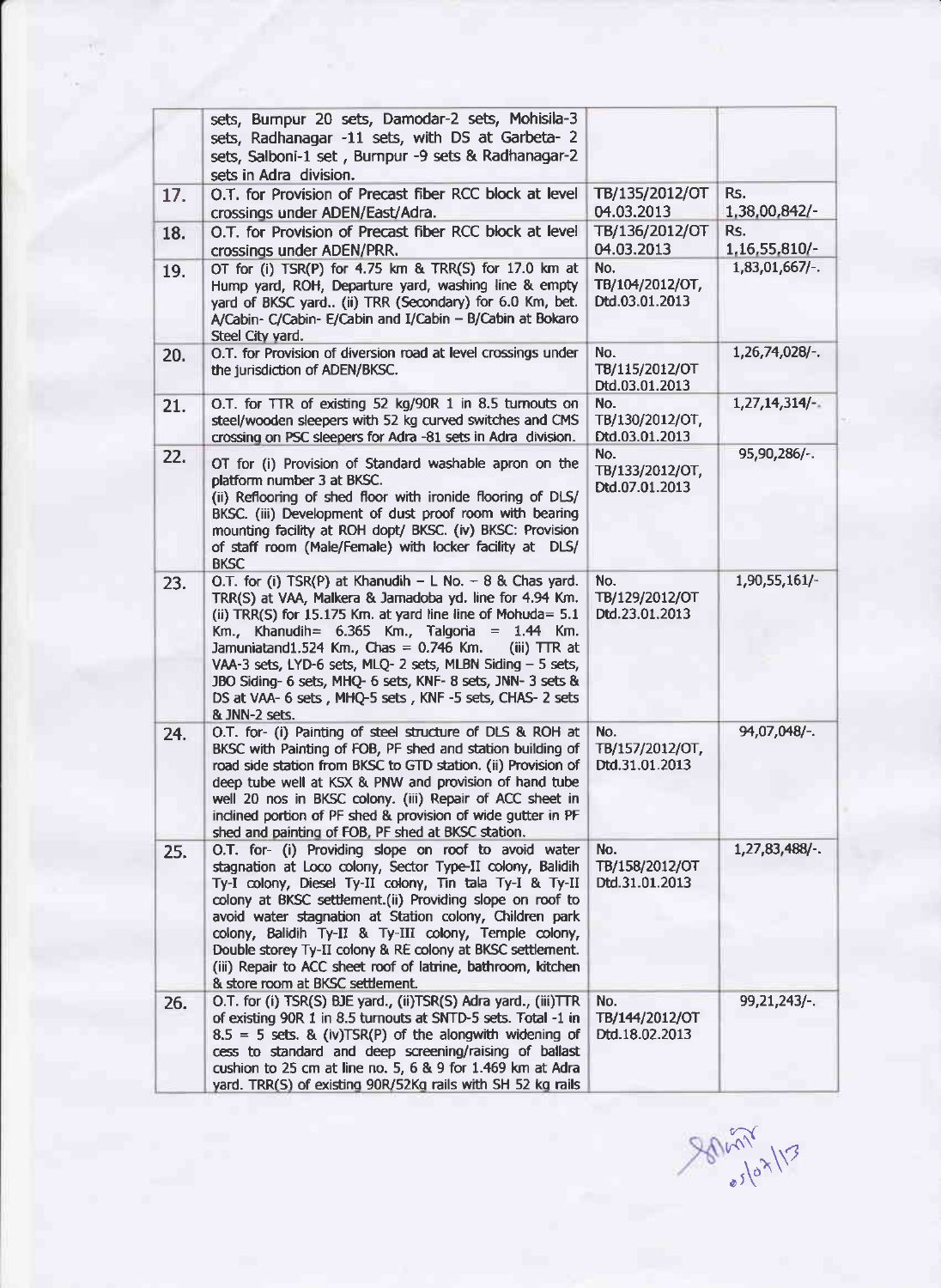|  |  |  |  |
|---|---|---|---|
|  | sets, Burnpur 20 sets, Damodar-2 sets, Mohisila-3 sets, Radhanagar -11 sets, with DS at Garbeta- 2 sets, Salboni-1 set , Burnpur -9 sets & Radhanagar-2 sets in Adra division. |  |  |
| 17. | O.T. for Provision of Precast fiber RCC block at level crossings under ADEN/East/Adra. | TB/135/2012/OT 04.03.2013 | Rs. 1,38,00,842/- |
| 18. | O.T. for Provision of Precast fiber RCC block at level crossings under ADEN/PRR. | TB/136/2012/OT 04.03.2013 | Rs. 1,16,55,810/- |
| 19. | OT for (i) TSR(P) for 4.75 km & TRR(S) for 17.0 km at Hump yard, ROH, Departure yard, washing line & empty yard of BKSC yard.. (ii) TRR (Secondary) for 6.0 Km, bet. A/Cabin- C/Cabin- E/Cabin and I/Cabin – B/Cabin at Bokaro Steel City yard. | No. TB/104/2012/OT, Dtd.03.01.2013 | 1,83,01,667/-. |
| 20. | O.T. for Provision of diversion road at level crossings under the jurisdiction of ADEN/BKSC. | No. TB/115/2012/OT Dtd.03.01.2013 | 1,26,74,028/-. |
| 21. | O.T. for TTR of existing 52 kg/90R 1 in 8.5 turnouts on steel/wooden sleepers with 52 kg curved switches and CMS crossing on PSC sleepers for Adra -81 sets in Adra division. | No. TB/130/2012/OT, Dtd.03.01.2013 | 1,27,14,314/-. |
| 22. | OT for (i) Provision of Standard washable apron on the platform number 3 at BKSC. (ii) Reflooring of shed floor with ironide flooring of DLS/ BKSC. (iii) Development of dust proof room with bearing mounting facility at ROH dopt/ BKSC. (iv) BKSC: Provision of staff room (Male/Female) with locker facility at DLS/ BKSC | No. TB/133/2012/OT, Dtd.07.01.2013 | 95,90,286/-. |
| 23. | O.T. for (i) TSR(P) at Khanudih – L No. – 8 & Chas yard. TRR(S) at VAA, Malkera & Jamadoba yd. line for 4.94 Km. (ii) TRR(S) for 15.175 Km. at yard line line of Mohuda= 5.1 Km., Khanudih= 6.365 Km., Talgoria = 1.44 Km. Jamuniatand1.524 Km., Chas = 0.746 Km. (iii) TTR at VAA-3 sets, LYD-6 sets, MLQ- 2 sets, MLBN Siding – 5 sets, JBO Siding- 6 sets, MHQ- 6 sets, KNF- 8 sets, JNN- 3 sets & DS at VAA- 6 sets , MHQ-5 sets , KNF -5 sets, CHAS- 2 sets & JNN-2 sets. | No. TB/129/2012/OT Dtd.23.01.2013 | 1,90,55,161/- |
| 24. | O.T. for- (i) Painting of steel structure of DLS & ROH at BKSC with Painting of FOB, PF shed and station building of road side station from BKSC to GTD station. (ii) Provision of deep tube well at KSX & PNW and provision of hand tube well 20 nos in BKSC colony. (iii) Repair of ACC sheet in inclined portion of PF shed & provision of wide gutter in PF shed and painting of FOB, PF shed at BKSC station. | No. TB/157/2012/OT, Dtd.31.01.2013 | 94,07,048/-. |
| 25. | O.T. for- (i) Providing slope on roof to avoid water stagnation at Loco colony, Sector Type-II colony, Balidih Ty-I colony, Diesel Ty-II colony, Tin tala Ty-I & Ty-II colony at BKSC settlement.(ii) Providing slope on roof to avoid water stagnation at Station colony, Children park colony, Balidih Ty-II & Ty-III colony, Temple colony, Double storey Ty-II colony & RE colony at BKSC settlement. (iii) Repair to ACC sheet roof of latrine, bathroom, kitchen & store room at BKSC settlement. | No. TB/158/2012/OT Dtd.31.01.2013 | 1,27,83,488/-. |
| 26. | O.T. for (i) TSR(S) BJE yard., (ii)TSR(S) Adra yard., (iii)TTR of existing 90R 1 in 8.5 turnouts at SNTD-5 sets. Total -1 in 8.5 = 5 sets. & (iv)TSR(P) of the alongwith widening of cess to standard and deep screening/raising of ballast cushion to 25 cm at line no. 5, 6 & 9 for 1.469 km at Adra yard. TRR(S) of existing 90R/52Kg rails with SH 52 kg rails |  No. TB/144/2012/OT Dtd.18.02.2013 | 99,21,243/-. |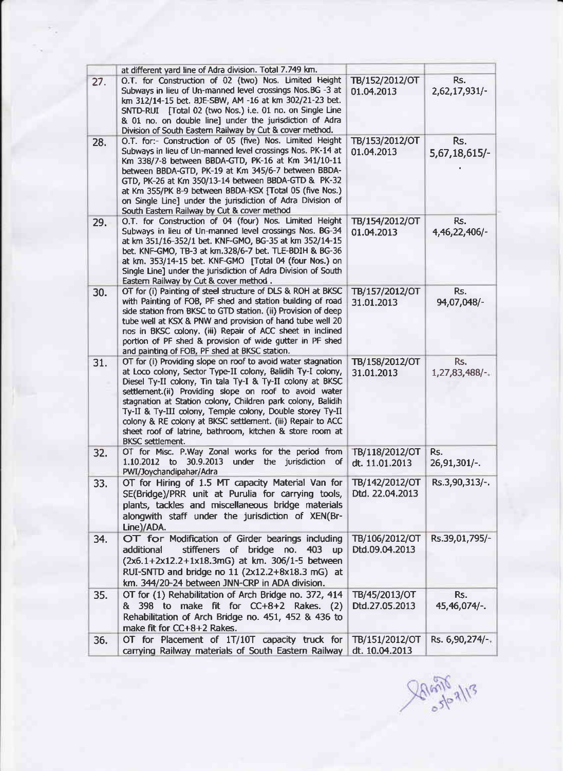| | | | |
|---|---|---|---|
| | at different yard line of Adra division. Total 7.749 km. | | |
| 27. | O.T. for Construction of 02 (two) Nos. Limited Height Subways in lieu of Un-manned level crossings Nos.BG -3 at km 312/14-15 bet. BJE-SBW, AM -16 at km 302/21-23 bet. SNTD-RUI [Total 02 (two Nos.) i.e. 01 no. on Single Line & 01 no. on double line] under the jurisdiction of Adra Division of South Eastern Railway by Cut & cover method. | TB/152/2012/OT 01.04.2013 | Rs. 2,62,17,931/- |
| 28. | O.T. for:- Construction of 05 (five) Nos. Limited Height Subways in lieu of Un-manned level crossings Nos. PK-14 at Km 338/7-8 between BBDA-GTD, PK-16 at Km 341/10-11 between BBDA-GTD, PK-19 at Km 345/6-7 between BBDA-GTD, PK-26 at Km 350/13-14 between BBDA-GTD & PK-32 at Km 355/PK 8-9 between BBDA-KSX [Total 05 (five Nos.) on Single Line] under the jurisdiction of Adra Division of South Eastern Railway by Cut & cover method | TB/153/2012/OT 01.04.2013 | Rs. 5,67,18,615/- |
| 29. | O.T. for Construction of 04 (four) Nos. Limited Height Subways in lieu of Un-manned level crossings Nos. BG-34 at km 351/16-352/1 bet. KNF-GMO, BG-35 at km 352/14-15 bet. KNF-GMO, TB-3 at km.328/6-7 bet. TLE-BDIH & BG-36 at km. 353/14-15 bet. KNF-GMO [Total 04 (four Nos.) on Single Line] under the jurisdiction of Adra Division of South Eastern Railway by Cut & cover method . | TB/154/2012/OT 01.04.2013 | Rs. 4,46,22,406/- |
| 30. | OT for (i) Painting of steel structure of DLS & ROH at BKSC with Painting of FOB, PF shed and station building of road side station from BKSC to GTD station. (ii) Provision of deep tube well at KSX & PNW and provision of hand tube well 20 nos in BKSC colony. (iii) Repair of ACC sheet in inclined portion of PF shed & provision of wide gutter in PF shed and painting of FOB, PF shed at BKSC station. | TB/157/2012/OT 31.01.2013 | Rs. 94,07,048/- |
| 31. | OT for (i) Providing slope on roof to avoid water stagnation at Loco colony, Sector Type-II colony, Balidih Ty-I colony, Diesel Ty-II colony, Tin tala Ty-I & Ty-II colony at BKSC settlement.(ii) Providing slope on roof to avoid water stagnation at Station colony, Children park colony, Balidih Ty-II & Ty-III colony, Temple colony, Double storey Ty-II colony & RE colony at BKSC settlement. (iii) Repair to ACC sheet roof of latrine, bathroom, kitchen & store room at BKSC settlement. | TB/158/2012/OT 31.01.2013 | Rs. 1,27,83,488/-. |
| 32. | OT for Misc. P.Way Zonal works for the period from 1.10.2012 to 30.9.2013 under the jurisdiction of PWI/Joychandipahar/Adra | TB/118/2012/OT dt. 11.01.2013 | Rs. 26,91,301/-. |
| 33. | OT for Hiring of 1.5 MT capacity Material Van for SE(Bridge)/PRR unit at Purulia for carrying tools, plants, tackles and miscellaneous bridge materials alongwith staff under the jurisdiction of XEN(Br-Line)/ADA. | TB/142/2012/OT Dtd. 22.04.2013 | Rs.3,90,313/-. |
| 34. | OT for Modification of Girder bearings including additional stiffeners of bridge no. 403 up (2x6.1+2x12.2+1x18.3mG) at km. 306/1-5 between RUI-SNTD and bridge no 11 (2x12.2+8x18.3 mG) at km. 344/20-24 between JNN-CRP in ADA division. | TB/106/2012/OT Dtd.09.04.2013 | Rs.39,01,795/- |
| 35. | OT for (1) Rehabilitation of Arch Bridge no. 372, 414 & 398 to make fit for CC+8+2 Rakes. (2) Rehabilitation of Arch Bridge no. 451, 452 & 436 to make fit for CC+8+2 Rakes. | TB/45/2013/OT Dtd.27.05.2013 | Rs. 45,46,074/-. |
| 36. | OT for Placement of 1T/10T capacity truck for carrying Railway materials of South Eastern Railway | TB/151/2012/OT dt. 10.04.2013 | Rs. 6,90,274/-. |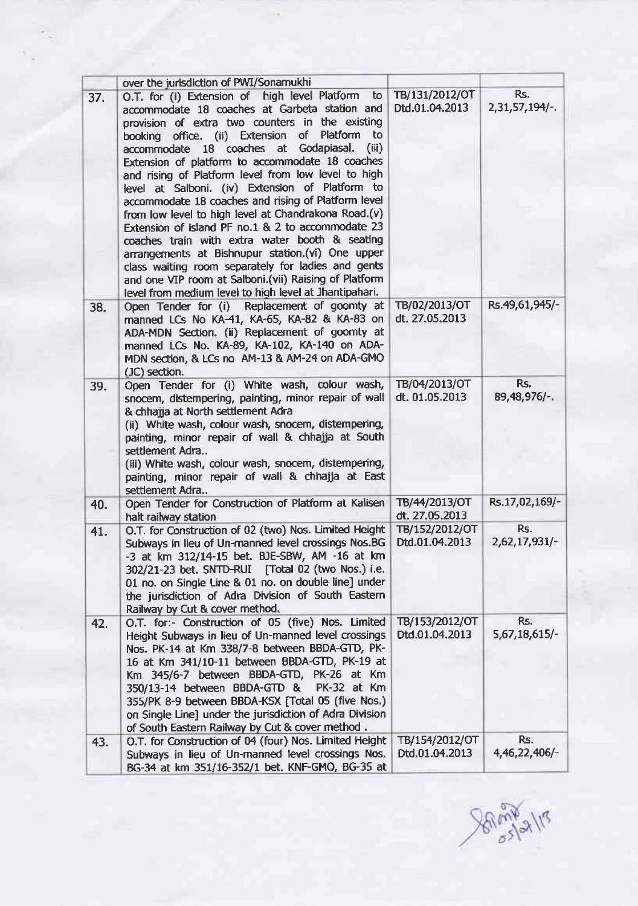| | | | |
|---|---|---|---|
| | over the jurisdiction of PWI/Sonamukhi | | |
| 37. | O.T. for (i) Extension of high level Platform to accommodate 18 coaches at Garbeta station and provision of extra two counters in the existing booking office. (ii) Extension of Platform to accommodate 18 coaches at Godapiasal. (iii) Extension of platform to accommodate 18 coaches and rising of Platform level from low level to high level at Salboni. (iv) Extension of Platform to accommodate 18 coaches and rising of Platform level from low level to high level at Chandrakona Road.(v) Extension of island PF no.1 & 2 to accommodate 23 coaches train with extra water booth & seating arrangements at Bishnupur station.(vi) One upper class waiting room separately for ladies and gents and one VIP room at Salboni.(vii) Raising of Platform level from medium level to high level at Jhantipahari. | TB/131/2012/OT Dtd.01.04.2013 | Rs. 2,31,57,194/-. |
| 38. | Open Tender for (i) Replacement of goomty at manned LCs No KA-41, KA-65, KA-82 & KA-83 on ADA-MDN Section. (ii) Replacement of goomty at manned LCs No. KA-89, KA-102, KA-140 on ADA-MDN section, & LCs no AM-13 & AM-24 on ADA-GMO (JC) section. | TB/02/2013/OT dt. 27.05.2013 | Rs.49,61,945/- |
| 39. | Open Tender for (i) White wash, colour wash, snocem, distempering, painting, minor repair of wall & chhajja at North settlement Adra<br>(ii) White wash, colour wash, snocem, distempering, painting, minor repair of wall & chhajja at South settlement Adra..<br>(iii) White wash, colour wash, snocem, distempering, painting, minor repair of wall & chhajja at East settlement Adra.. | TB/04/2013/OT dt. 01.05.2013 | Rs. 89,48,976/-. |
| 40. | Open Tender for Construction of Platform at Kalisen halt railway station | TB/44/2013/OT dt. 27.05.2013 | Rs.17,02,169/- |
| 41. | O.T. for Construction of 02 (two) Nos. Limited Height Subways in lieu of Un-manned level crossings Nos.BG -3 at km 312/14-15 bet. BJE-SBW, AM -16 at km 302/21-23 bet. SNTD-RUI [Total 02 (two Nos.) i.e. 01 no. on Single Line & 01 no. on double line] under the jurisdiction of Adra Division of South Eastern Railway by Cut & cover method. | TB/152/2012/OT Dtd.01.04.2013 | Rs. 2,62,17,931/- |
| 42. | O.T. for:- Construction of 05 (five) Nos. Limited Height Subways in lieu of Un-manned level crossings Nos. PK-14 at Km 338/7-8 between BBDA-GTD, PK-16 at Km 341/10-11 between BBDA-GTD, PK-19 at Km 345/6-7 between BBDA-GTD, PK-26 at Km 350/13-14 between BBDA-GTD & PK-32 at Km 355/PK 8-9 between BBDA-KSX [Total 05 (five Nos.) on Single Line] under the jurisdiction of Adra Division of South Eastern Railway by Cut & cover method . | TB/153/2012/OT Dtd.01.04.2013 | Rs. 5,67,18,615/- |
| 43. | O.T. for Construction of 04 (four) Nos. Limited Height Subways in lieu of Un-manned level crossings Nos. BG-34 at km 351/16-352/1 bet. KNF-GMO, BG-35 at | TB/154/2012/OT Dtd.01.04.2013 | Rs. 4,46,22,406/- |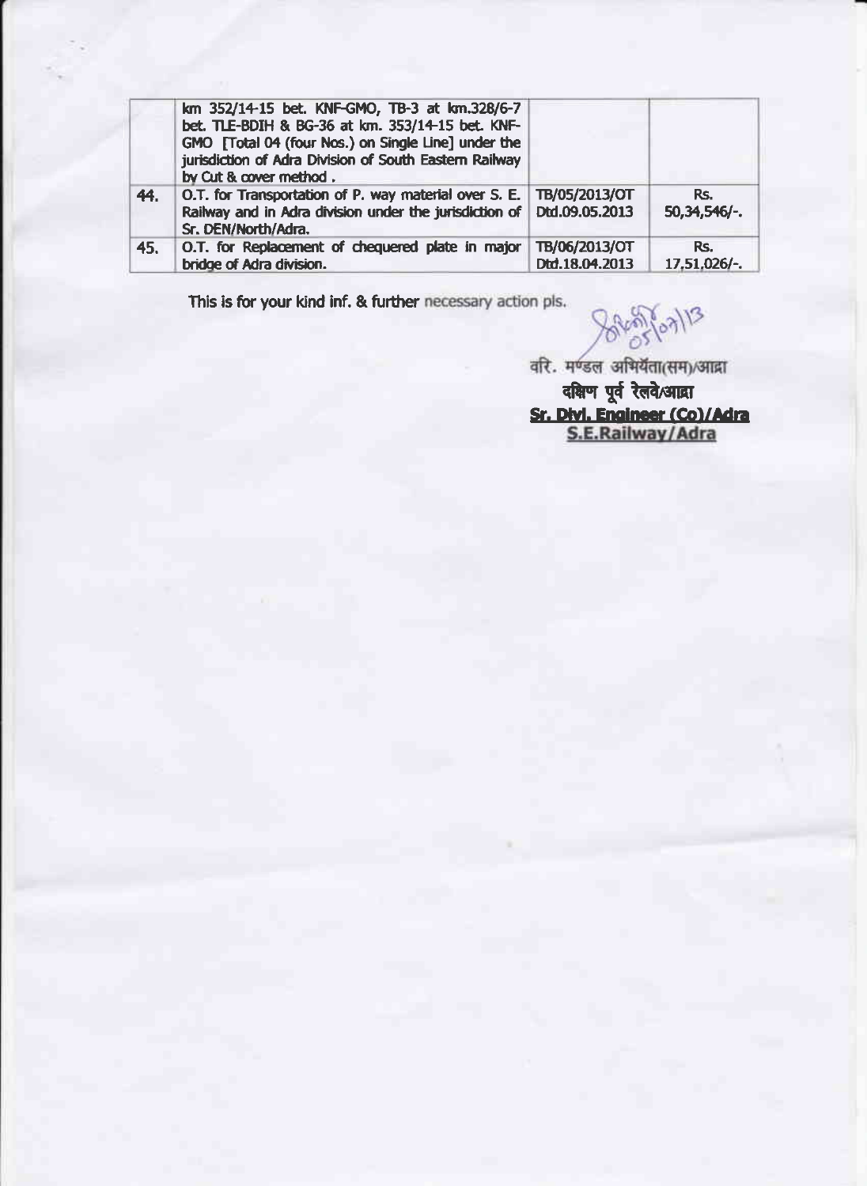| | | | |
|---|---|---|---|
| | km 352/14-15 bet. KNF-GMO, TB-3 at km.328/6-7 bet. TLE-BDIH & BG-36 at km. 353/14-15 bet. KNF-GMO [Total 04 (four Nos.) on Single Line] under the jurisdiction of Adra Division of South Eastern Railway by Cut & cover method . | | |
| 44. | O.T. for Transportation of P. way material over S. E. Railway and in Adra division under the jurisdiction of Sr. DEN/North/Adra. | TB/05/2013/OT Dtd.09.05.2013 | Rs. 50,34,546/-. |
| 45. | O.T. for Replacement of chequered plate in major bridge of Adra division. | TB/06/2013/OT Dtd.18.04.2013 | Rs. 17,51,026/-. |

This is for your kind inf. & further necessary action pls.

05/07/13

वरि. मण्डल अभियंता(सम)/आद्रा
दक्षिण पूर्व रेलवे/आद्रा
**Sr. Divl. Engineer (Co)/Adra**
**S.E.Railway/Adra**